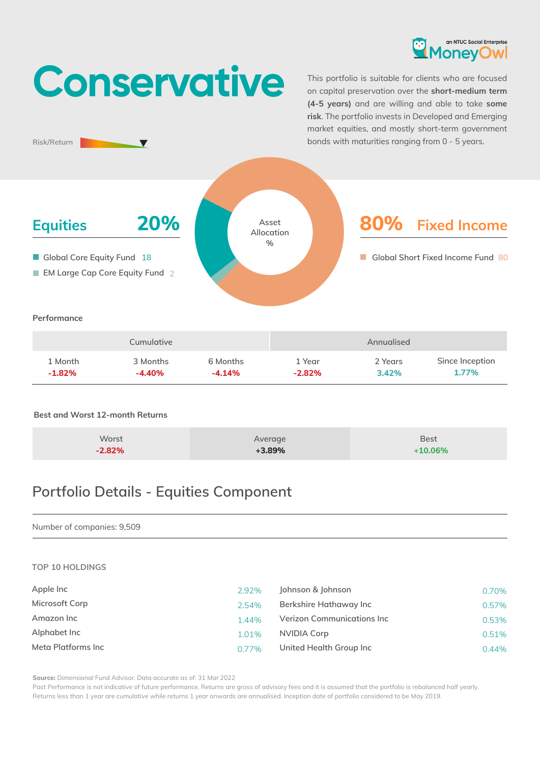an NTUC Social Enterprise MoneyOwl

# Conservative

Risk/Return

This portfolio is suitable for clients who are focused on capital preservation over the **short-medium term (4-5 years)** and are willing and able to take **some risk**. The portfolio invests in Developed and Emerging market equities, and mostly short-term government bonds with maturities ranging from 0 - 5 years.

Asset Allocation %

## Equities 20%

- Global Core Equity Fund 18
- EM Large Cap Core Equity Fund 2

## 80% Fixed Income

- Global Short Fixed Income Fund 80

### Performance

| Cumulative | | | Annualised | | |
|---|---|---|---|---|---|
| 1 Month | 3 Months | 6 Months | 1 Year | 2 Years | Since Inception |
| **-1.82%** | **-4.40%** | **-4.14%** | **-2.82%** | **3.42%** | **1.77%** |

### Best and Worst 12-month Returns

| Worst | Average | Best |
|---|---|---|
| **-2.82%** | **+3.89%** | **+10.06%** |

## Portfolio Details - Equities Component

Number of companies: 9,509

### TOP 10 HOLDINGS

| | | | |
|---|---|---|---|
| Apple Inc | 2.92% | Johnson & Johnson | 0.70% |
| Microsoft Corp | 2.54% | Berkshire Hathaway Inc | 0.57% |
| Amazon Inc | 1.44% | Verizon Communications Inc | 0.53% |
| Alphabet Inc | 1.01% | NVIDIA Corp | 0.51% |
| Meta Platforms Inc | 0.77% | United Health Group Inc | 0.44% |

**Source:** Dimensional Fund Advisor. Data accurate as of: 31 Mar 2022
Past Performance is not indicative of future performance. Returns are gross of advisory fees and it is assumed that the portfolio is rebalanced half yearly. Returns less than 1 year are cumulative while returns 1 year onwards are annualised. Inception date of portfolio considered to be May 2019.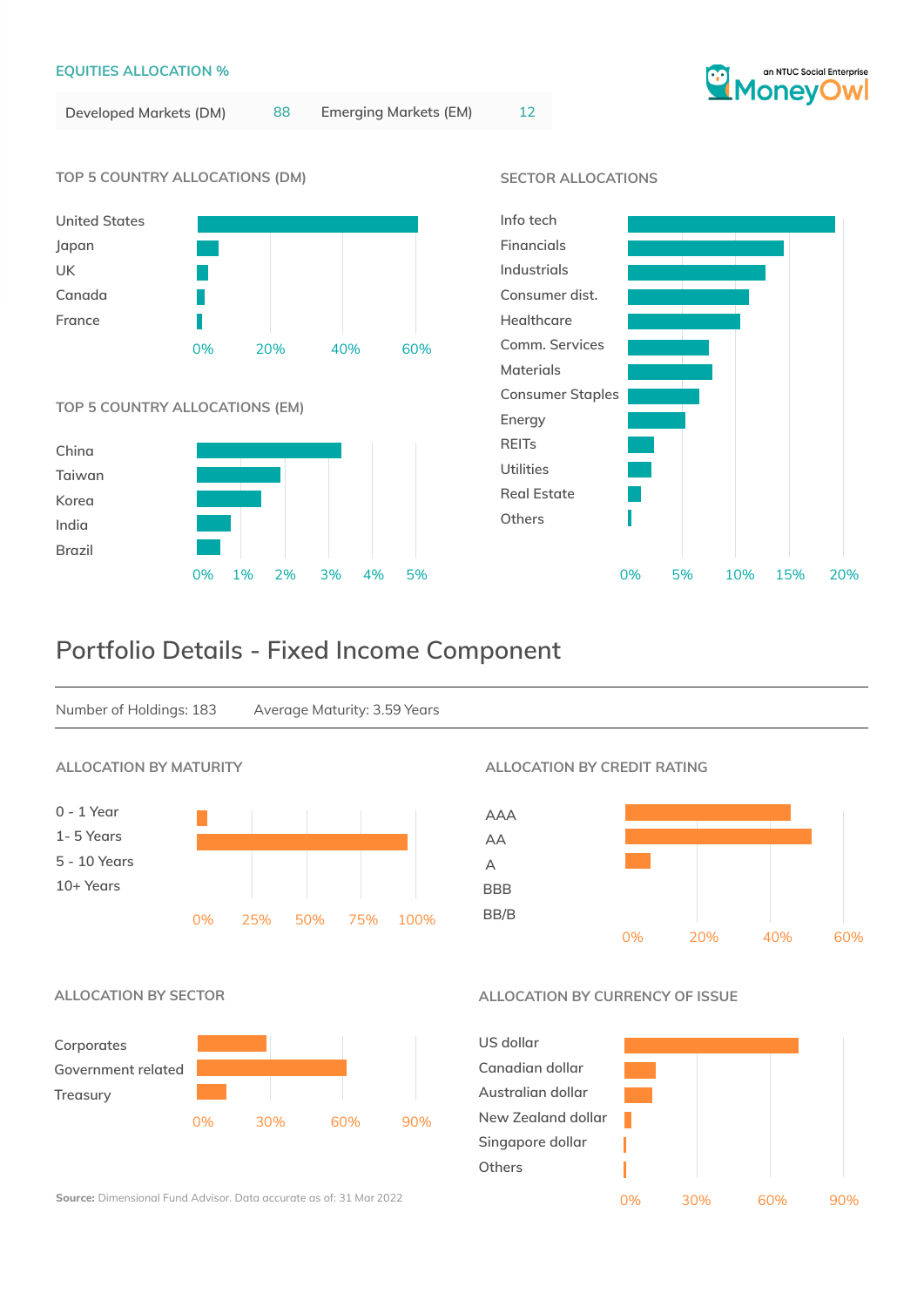EQUITIES ALLOCATION %

| | | | |
|---|---|---|---|
| Developed Markets (DM) | 88 | Emerging Markets (EM) | 12 |

an NTUC Social Enterprise MoneyOwl

### TOP 5 COUNTRY ALLOCATIONS (DM)

United States
Japan
UK
Canada
France

0% 20% 40% 60%

### TOP 5 COUNTRY ALLOCATIONS (EM)

China
Taiwan
Korea
India
Brazil

0% 1% 2% 3% 4% 5%

### SECTOR ALLOCATIONS

Info tech
Financials
Industrials
Consumer dist.
Healthcare
Comm. Services
Materials
Consumer Staples
Energy
REITs
Utilities
Real Estate
Others

0% 5% 10% 15% 20%

## Portfolio Details - Fixed Income Component

Number of Holdings: 183 Average Maturity: 3.59 Years

### ALLOCATION BY MATURITY

0 - 1 Year
1- 5 Years
5 - 10 Years
10+ Years

0% 25% 50% 75% 100%

### ALLOCATION BY CREDIT RATING

AAA
AA
A
BBB
BB/B

0% 20% 40% 60%

### ALLOCATION BY SECTOR

Corporates
Government related
Treasury

0% 30% 60% 90%

### ALLOCATION BY CURRENCY OF ISSUE

US dollar
Canadian dollar
Australian dollar
New Zealand dollar
Singapore dollar
Others

0% 30% 60% 90%

**Source:** Dimensional Fund Advisor. Data accurate as of: 31 Mar 2022